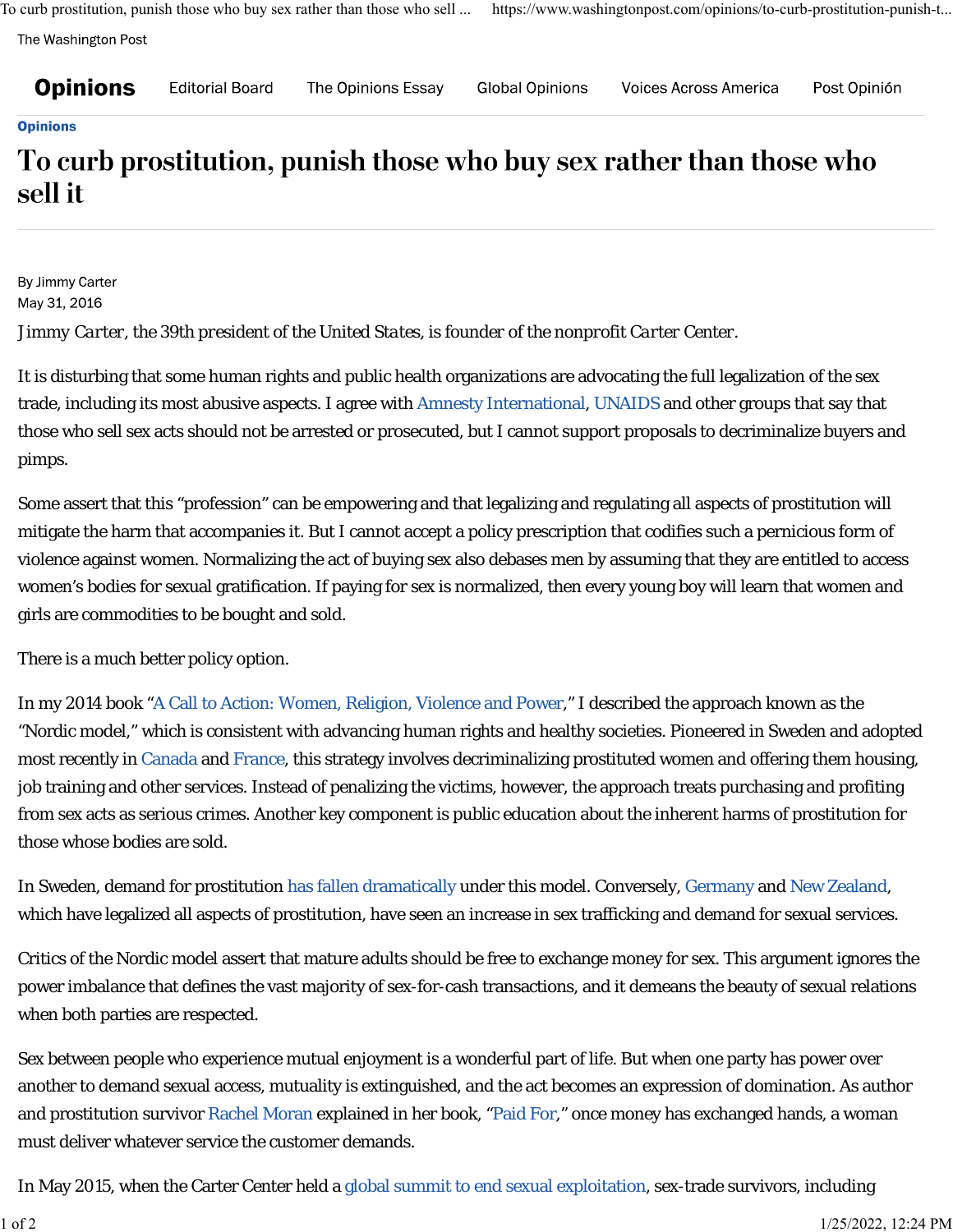The Washington Post

**Opinions** Editorial Board The Opinions Essay Global Opinions Voices Across America Post Opinión

Opinions

# To curb prostitution, punish those who buy sex rather than those who sell it

By Jimmy Carter
May 31, 2016

*Jimmy Carter, the 39th president of the United States, is founder of the nonprofit Carter Center.*

It is disturbing that some human rights and public health organizations are advocating the full legalization of the sex trade, including its most abusive aspects. I agree with Amnesty International, UNAIDS and other groups that say that those who sell sex acts should not be arrested or prosecuted, but I cannot support proposals to decriminalize buyers and pimps.

Some assert that this "profession" can be empowering and that legalizing and regulating all aspects of prostitution will mitigate the harm that accompanies it. But I cannot accept a policy prescription that codifies such a pernicious form of violence against women. Normalizing the act of buying sex also debases men by assuming that they are entitled to access women's bodies for sexual gratification. If paying for sex is normalized, then every young boy will learn that women and girls are commodities to be bought and sold.

There is a much better policy option.

In my 2014 book "A Call to Action: Women, Religion, Violence and Power," I described the approach known as the "Nordic model," which is consistent with advancing human rights and healthy societies. Pioneered in Sweden and adopted most recently in Canada and France, this strategy involves decriminalizing prostituted women and offering them housing, job training and other services. Instead of penalizing the victims, however, the approach treats purchasing and profiting from sex acts as serious crimes. Another key component is public education about the inherent harms of prostitution for those whose bodies are sold.

In Sweden, demand for prostitution has fallen dramatically under this model. Conversely, Germany and New Zealand, which have legalized all aspects of prostitution, have seen an increase in sex trafficking and demand for sexual services.

Critics of the Nordic model assert that mature adults should be free to exchange money for sex. This argument ignores the power imbalance that defines the vast majority of sex-for-cash transactions, and it demeans the beauty of sexual relations when both parties are respected.

Sex between people who experience mutual enjoyment is a wonderful part of life. But when one party has power over another to demand sexual access, mutuality is extinguished, and the act becomes an expression of domination. As author and prostitution survivor Rachel Moran explained in her book, "Paid For," once money has exchanged hands, a woman must deliver whatever service the customer demands.

In May 2015, when the Carter Center held a global summit to end sexual exploitation, sex-trade survivors, including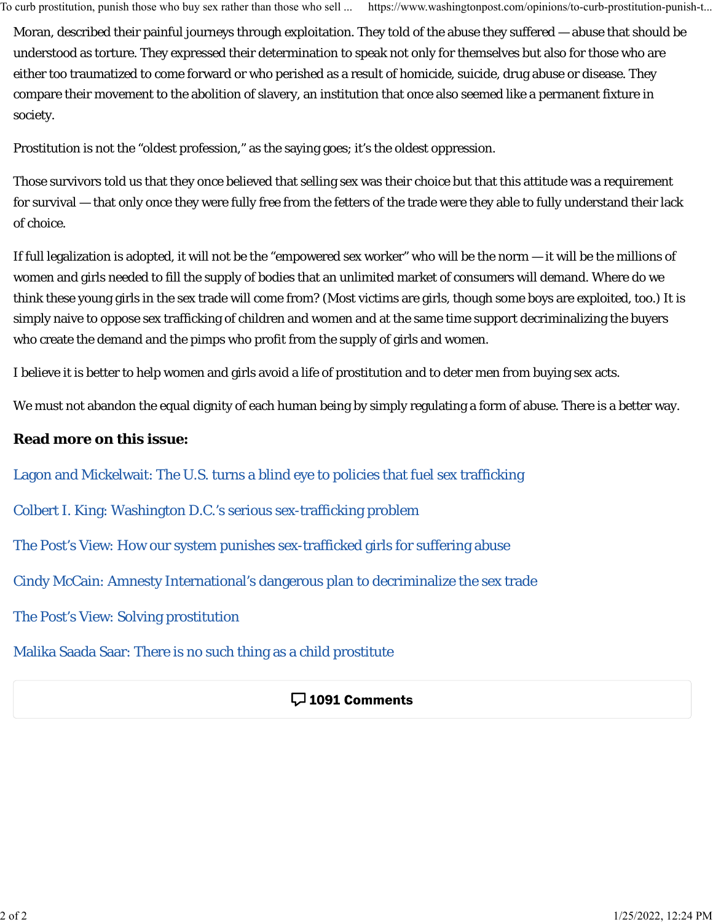Moran, described their painful journeys through exploitation. They told of the abuse they suffered — abuse that should be understood as torture. They expressed their determination to speak not only for themselves but also for those who are either too traumatized to come forward or who perished as a result of homicide, suicide, drug abuse or disease. They compare their movement to the abolition of slavery, an institution that once also seemed like a permanent fixture in society.

Prostitution is not the “oldest profession,” as the saying goes; it’s the oldest oppression.

Those survivors told us that they once believed that selling sex was their choice but that this attitude was a requirement for survival — that only once they were fully free from the fetters of the trade were they able to fully understand their lack of choice.

If full legalization is adopted, it will not be the “empowered sex worker” who will be the norm — it will be the millions of women and girls needed to fill the supply of bodies that an unlimited market of consumers will demand. Where do we think these young girls in the sex trade will come from? (Most victims are girls, though some boys are exploited, too.) It is simply naive to oppose sex trafficking of children and women and at the same time support decriminalizing the buyers who create the demand and the pimps who profit from the supply of girls and women.

I believe it is better to help women and girls avoid a life of prostitution and to deter men from buying sex acts.

We must not abandon the equal dignity of each human being by simply regulating a form of abuse. There is a better way.

**Read more on this issue:**

Lagon and Mickelwait: The U.S. turns a blind eye to policies that fuel sex trafficking

Colbert I. King: Washington D.C.’s serious sex-trafficking problem

The Post’s View: How our system punishes sex-trafficked girls for suffering abuse

Cindy McCain: Amnesty International’s dangerous plan to decriminalize the sex trade

The Post’s View: Solving prostitution

Malika Saada Saar: There is no such thing as a child prostitute

**1091 Comments**